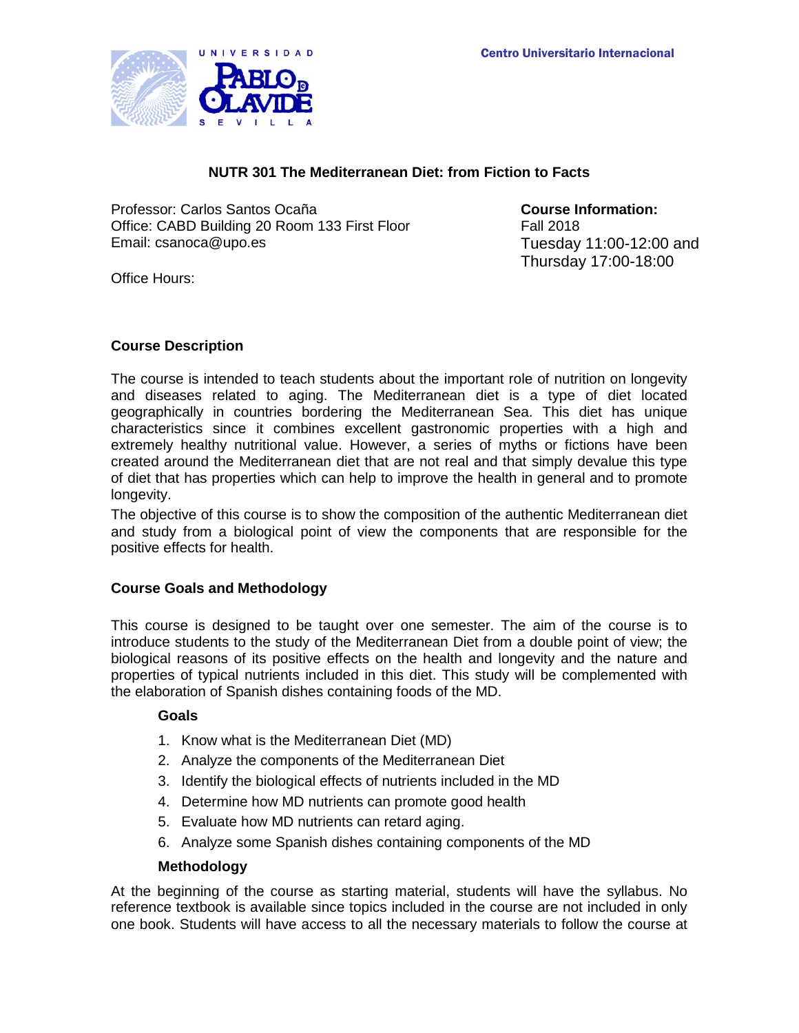Centro Universitario Internacional

# NUTR 301 The Mediterranean Diet: from Fiction to Facts

Professor: Carlos Santos Ocaña
Office: CABD Building 20 Room 133 First Floor
Email: csanoca@upo.es

Office Hours:

**Course Information:**
Fall 2018
Tuesday 11:00-12:00 and
Thursday 17:00-18:00

## Course Description

The course is intended to teach students about the important role of nutrition on longevity and diseases related to aging. The Mediterranean diet is a type of diet located geographically in countries bordering the Mediterranean Sea. This diet has unique characteristics since it combines excellent gastronomic properties with a high and extremely healthy nutritional value. However, a series of myths or fictions have been created around the Mediterranean diet that are not real and that simply devalue this type of diet that has properties which can help to improve the health in general and to promote longevity.

The objective of this course is to show the composition of the authentic Mediterranean diet and study from a biological point of view the components that are responsible for the positive effects for health.

## Course Goals and Methodology

This course is designed to be taught over one semester. The aim of the course is to introduce students to the study of the Mediterranean Diet from a double point of view; the biological reasons of its positive effects on the health and longevity and the nature and properties of typical nutrients included in this diet. This study will be complemented with the elaboration of Spanish dishes containing foods of the MD.

### Goals

1. Know what is the Mediterranean Diet (MD)
2. Analyze the components of the Mediterranean Diet
3. Identify the biological effects of nutrients included in the MD
4. Determine how MD nutrients can promote good health
5. Evaluate how MD nutrients can retard aging.
6. Analyze some Spanish dishes containing components of the MD

### Methodology

At the beginning of the course as starting material, students will have the syllabus. No reference textbook is available since topics included in the course are not included in only one book. Students will have access to all the necessary materials to follow the course at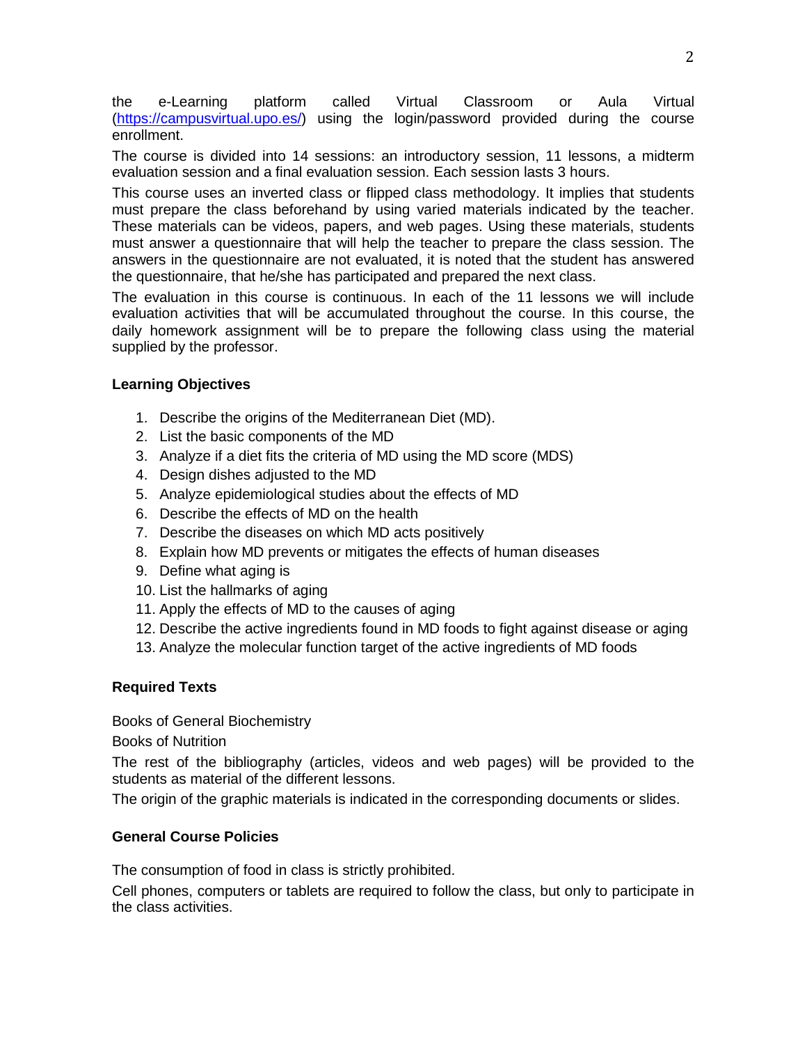the e-Learning platform called Virtual Classroom or Aula Virtual (https://campusvirtual.upo.es/) using the login/password provided during the course enrollment.

The course is divided into 14 sessions: an introductory session, 11 lessons, a midterm evaluation session and a final evaluation session. Each session lasts 3 hours.

This course uses an inverted class or flipped class methodology. It implies that students must prepare the class beforehand by using varied materials indicated by the teacher. These materials can be videos, papers, and web pages. Using these materials, students must answer a questionnaire that will help the teacher to prepare the class session. The answers in the questionnaire are not evaluated, it is noted that the student has answered the questionnaire, that he/she has participated and prepared the next class.

The evaluation in this course is continuous. In each of the 11 lessons we will include evaluation activities that will be accumulated throughout the course. In this course, the daily homework assignment will be to prepare the following class using the material supplied by the professor.

### Learning Objectives

1. Describe the origins of the Mediterranean Diet (MD).
2. List the basic components of the MD
3. Analyze if a diet fits the criteria of MD using the MD score (MDS)
4. Design dishes adjusted to the MD
5. Analyze epidemiological studies about the effects of MD
6. Describe the effects of MD on the health
7. Describe the diseases on which MD acts positively
8. Explain how MD prevents or mitigates the effects of human diseases
9. Define what aging is
10. List the hallmarks of aging
11. Apply the effects of MD to the causes of aging
12. Describe the active ingredients found in MD foods to fight against disease or aging
13. Analyze the molecular function target of the active ingredients of MD foods

### Required Texts

Books of General Biochemistry

Books of Nutrition

The rest of the bibliography (articles, videos and web pages) will be provided to the students as material of the different lessons.

The origin of the graphic materials is indicated in the corresponding documents or slides.

### General Course Policies

The consumption of food in class is strictly prohibited.

Cell phones, computers or tablets are required to follow the class, but only to participate in the class activities.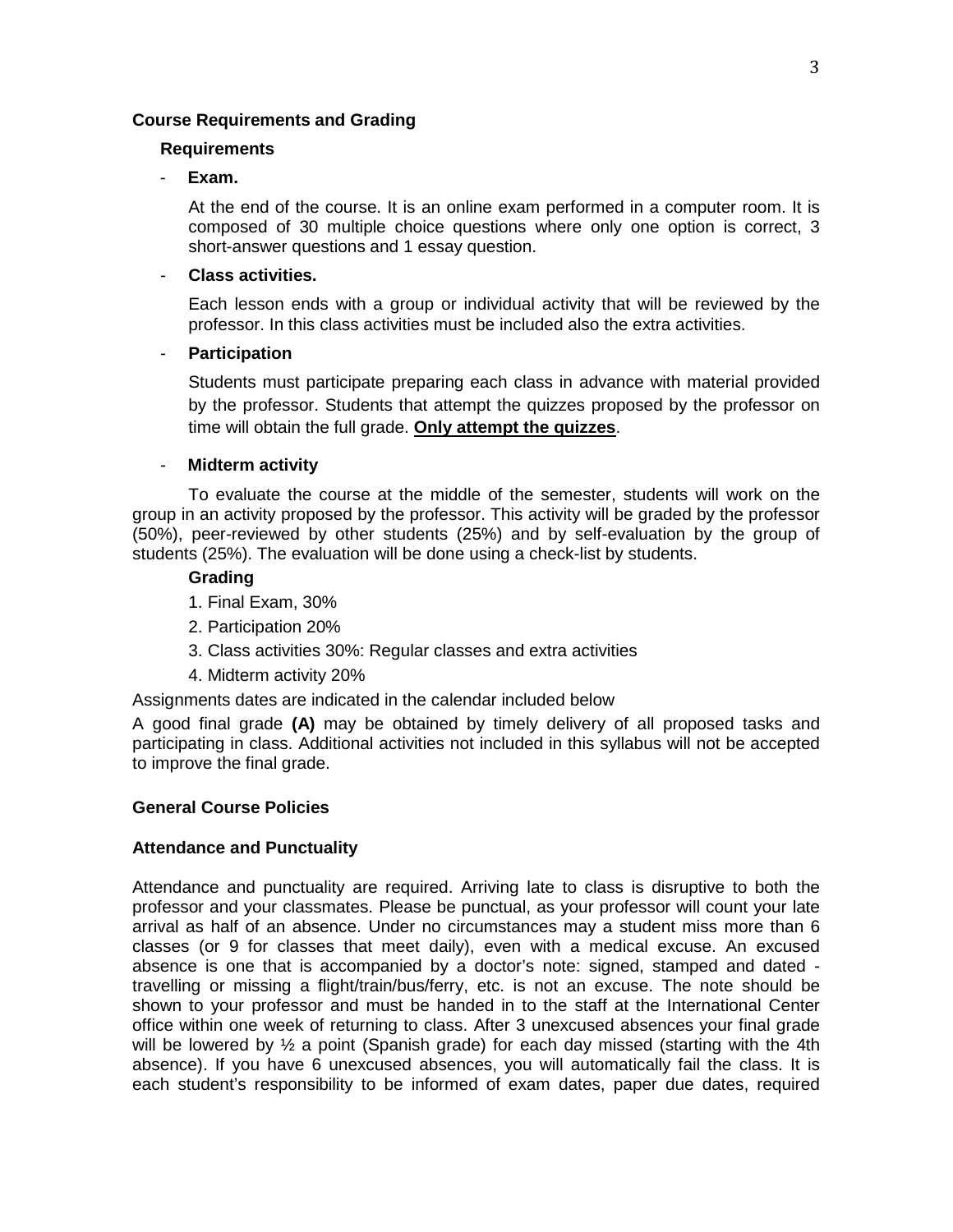**Course Requirements and Grading**

**Requirements**

- **Exam.**

  At the end of the course. It is an online exam performed in a computer room. It is composed of 30 multiple choice questions where only one option is correct, 3 short-answer questions and 1 essay question.

- **Class activities.**

  Each lesson ends with a group or individual activity that will be reviewed by the professor. In this class activities must be included also the extra activities.

- **Participation**

  Students must participate preparing each class in advance with material provided by the professor. Students that attempt the quizzes proposed by the professor on time will obtain the full grade. **Only attempt the quizzes**.

- **Midterm activity**

To evaluate the course at the middle of the semester, students will work on the group in an activity proposed by the professor. This activity will be graded by the professor (50%), peer-reviewed by other students (25%) and by self-evaluation by the group of students (25%). The evaluation will be done using a check-list by students.

**Grading**

1. Final Exam, 30%
2. Participation 20%
3. Class activities 30%: Regular classes and extra activities
4. Midterm activity 20%

Assignments dates are indicated in the calendar included below

A good final grade **(A)** may be obtained by timely delivery of all proposed tasks and participating in class. Additional activities not included in this syllabus will not be accepted to improve the final grade.

**General Course Policies**

**Attendance and Punctuality**

Attendance and punctuality are required. Arriving late to class is disruptive to both the professor and your classmates. Please be punctual, as your professor will count your late arrival as half of an absence. Under no circumstances may a student miss more than 6 classes (or 9 for classes that meet daily), even with a medical excuse. An excused absence is one that is accompanied by a doctor's note: signed, stamped and dated - travelling or missing a flight/train/bus/ferry, etc. is not an excuse. The note should be shown to your professor and must be handed in to the staff at the International Center office within one week of returning to class. After 3 unexcused absences your final grade will be lowered by ½ a point (Spanish grade) for each day missed (starting with the 4th absence). If you have 6 unexcused absences, you will automatically fail the class. It is each student's responsibility to be informed of exam dates, paper due dates, required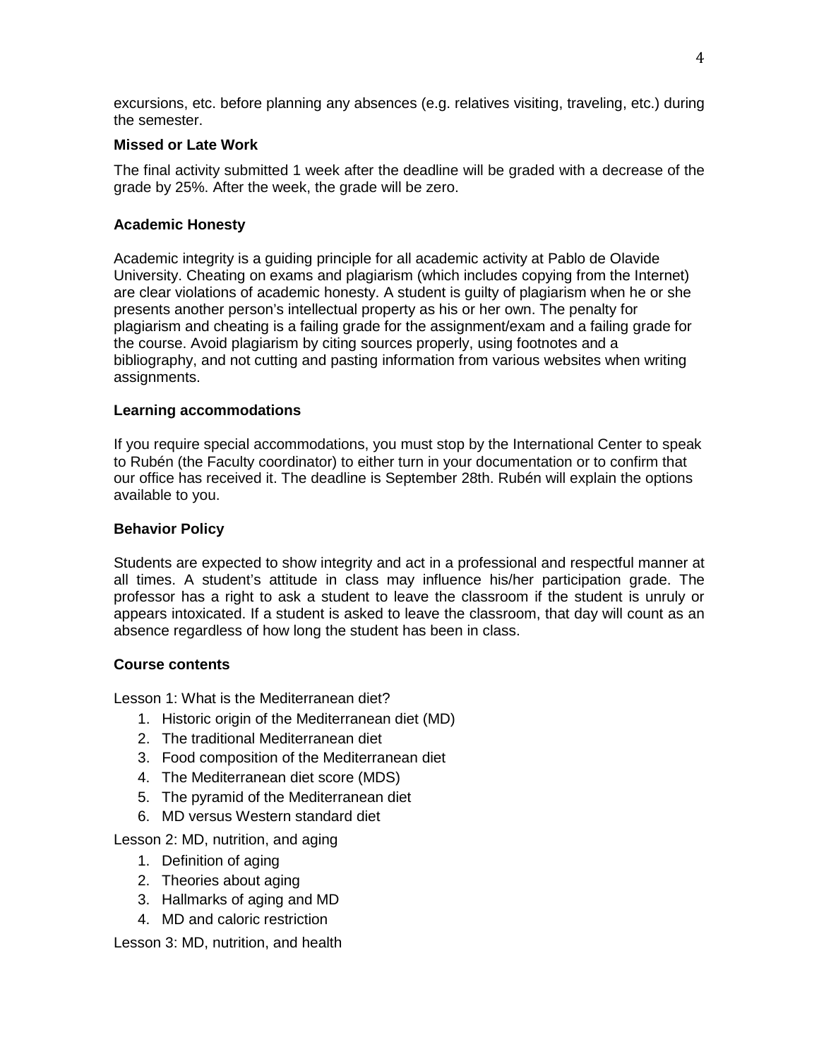excursions, etc. before planning any absences (e.g. relatives visiting, traveling, etc.) during the semester.

**Missed or Late Work**

The final activity submitted 1 week after the deadline will be graded with a decrease of the grade by 25%. After the week, the grade will be zero.

**Academic Honesty**

Academic integrity is a guiding principle for all academic activity at Pablo de Olavide University. Cheating on exams and plagiarism (which includes copying from the Internet) are clear violations of academic honesty. A student is guilty of plagiarism when he or she presents another person's intellectual property as his or her own. The penalty for plagiarism and cheating is a failing grade for the assignment/exam and a failing grade for the course. Avoid plagiarism by citing sources properly, using footnotes and a bibliography, and not cutting and pasting information from various websites when writing assignments.

**Learning accommodations**

If you require special accommodations, you must stop by the International Center to speak to Rubén (the Faculty coordinator) to either turn in your documentation or to confirm that our office has received it. The deadline is September 28th. Rubén will explain the options available to you.

**Behavior Policy**

Students are expected to show integrity and act in a professional and respectful manner at all times. A student's attitude in class may influence his/her participation grade. The professor has a right to ask a student to leave the classroom if the student is unruly or appears intoxicated. If a student is asked to leave the classroom, that day will count as an absence regardless of how long the student has been in class.

**Course contents**

Lesson 1: What is the Mediterranean diet?

1. Historic origin of the Mediterranean diet (MD)
2. The traditional Mediterranean diet
3. Food composition of the Mediterranean diet
4. The Mediterranean diet score (MDS)
5. The pyramid of the Mediterranean diet
6. MD versus Western standard diet

Lesson 2: MD, nutrition, and aging

1. Definition of aging
2. Theories about aging
3. Hallmarks of aging and MD
4. MD and caloric restriction

Lesson 3: MD, nutrition, and health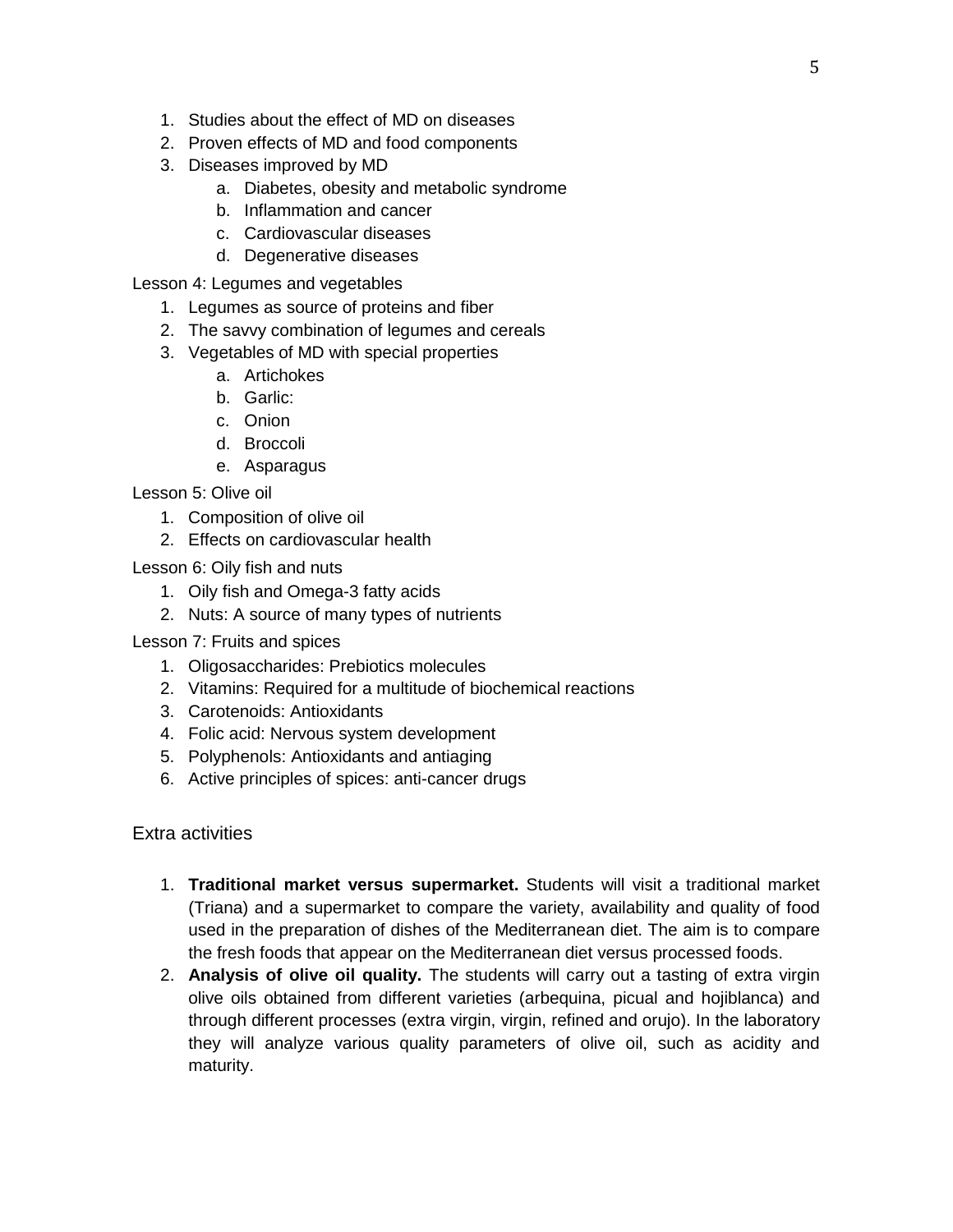1. Studies about the effect of MD on diseases
2. Proven effects of MD and food components
3. Diseases improved by MD
    a. Diabetes, obesity and metabolic syndrome
    b. Inflammation and cancer
    c. Cardiovascular diseases
    d. Degenerative diseases

Lesson 4: Legumes and vegetables

1. Legumes as source of proteins and fiber
2. The savvy combination of legumes and cereals
3. Vegetables of MD with special properties
    a. Artichokes
    b. Garlic:
    c. Onion
    d. Broccoli
    e. Asparagus

Lesson 5: Olive oil

1. Composition of olive oil
2. Effects on cardiovascular health

Lesson 6: Oily fish and nuts

1. Oily fish and Omega-3 fatty acids
2. Nuts: A source of many types of nutrients

Lesson 7: Fruits and spices

1. Oligosaccharides: Prebiotics molecules
2. Vitamins: Required for a multitude of biochemical reactions
3. Carotenoids: Antioxidants
4. Folic acid: Nervous system development
5. Polyphenols: Antioxidants and antiaging
6. Active principles of spices: anti-cancer drugs

## Extra activities

1. **Traditional market versus supermarket.** Students will visit a traditional market (Triana) and a supermarket to compare the variety, availability and quality of food used in the preparation of dishes of the Mediterranean diet. The aim is to compare the fresh foods that appear on the Mediterranean diet versus processed foods.
2. **Analysis of olive oil quality.** The students will carry out a tasting of extra virgin olive oils obtained from different varieties (arbequina, picual and hojiblanca) and through different processes (extra virgin, virgin, refined and orujo). In the laboratory they will analyze various quality parameters of olive oil, such as acidity and maturity.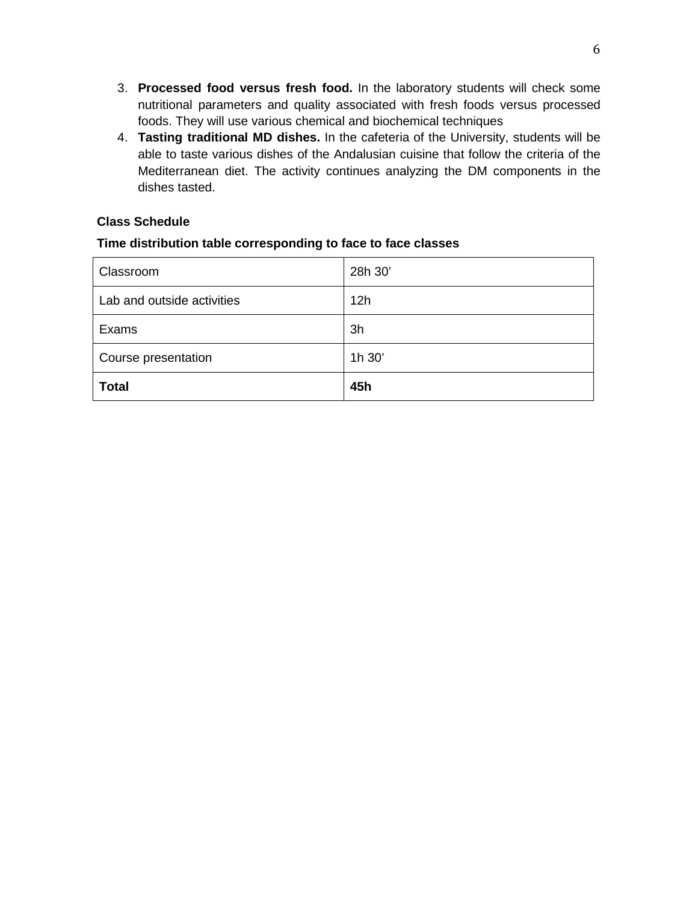3. **Processed food versus fresh food.** In the laboratory students will check some nutritional parameters and quality associated with fresh foods versus processed foods. They will use various chemical and biochemical techniques
4. **Tasting traditional MD dishes.** In the cafeteria of the University, students will be able to taste various dishes of the Andalusian cuisine that follow the criteria of the Mediterranean diet. The activity continues analyzing the DM components in the dishes tasted.

**Class Schedule**

**Time distribution table corresponding to face to face classes**

| Classroom | 28h 30’ |
|---|---|
| Lab and outside activities | 12h |
| Exams | 3h |
| Course presentation | 1h 30’ |
| **Total** | **45h** |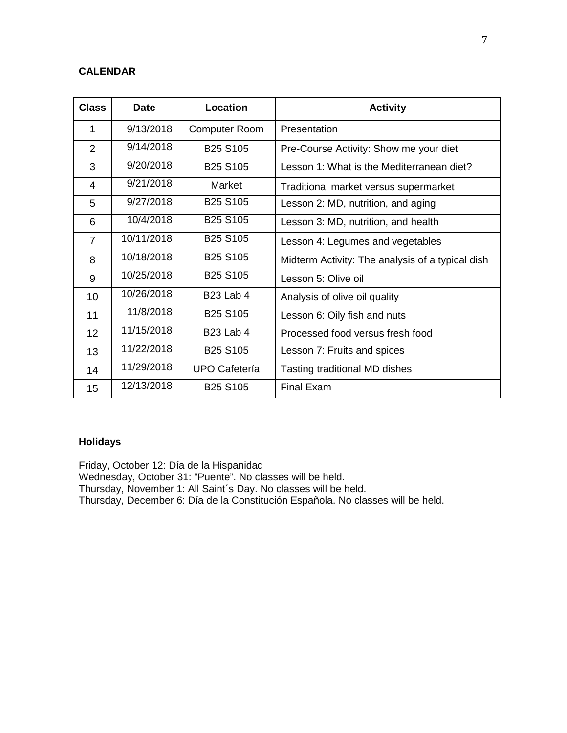**CALENDAR**

| Class | Date | Location | Activity |
|---|---|---|---|
| 1 | 9/13/2018 | Computer Room | Presentation |
| 2 | 9/14/2018 | B25 S105 | Pre-Course Activity: Show me your diet |
| 3 | 9/20/2018 | B25 S105 | Lesson 1: What is the Mediterranean diet? |
| 4 | 9/21/2018 | Market | Traditional market versus supermarket |
| 5 | 9/27/2018 | B25 S105 | Lesson 2: MD, nutrition, and aging |
| 6 | 10/4/2018 | B25 S105 | Lesson 3: MD, nutrition, and health |
| 7 | 10/11/2018 | B25 S105 | Lesson 4: Legumes and vegetables |
| 8 | 10/18/2018 | B25 S105 | Midterm Activity: The analysis of a typical dish |
| 9 | 10/25/2018 | B25 S105 | Lesson 5: Olive oil |
| 10 | 10/26/2018 | B23 Lab 4 | Analysis of olive oil quality |
| 11 | 11/8/2018 | B25 S105 | Lesson 6: Oily fish and nuts |
| 12 | 11/15/2018 | B23 Lab 4 | Processed food versus fresh food |
| 13 | 11/22/2018 | B25 S105 | Lesson 7: Fruits and spices |
| 14 | 11/29/2018 | UPO Cafetería | Tasting traditional MD dishes |
| 15 | 12/13/2018 | B25 S105 | Final Exam |

**Holidays**

Friday, October 12: Día de la Hispanidad
Wednesday, October 31: "Puente". No classes will be held.
Thursday, November 1: All Saint´s Day. No classes will be held.
Thursday, December 6: Día de la Constitución Española. No classes will be held.